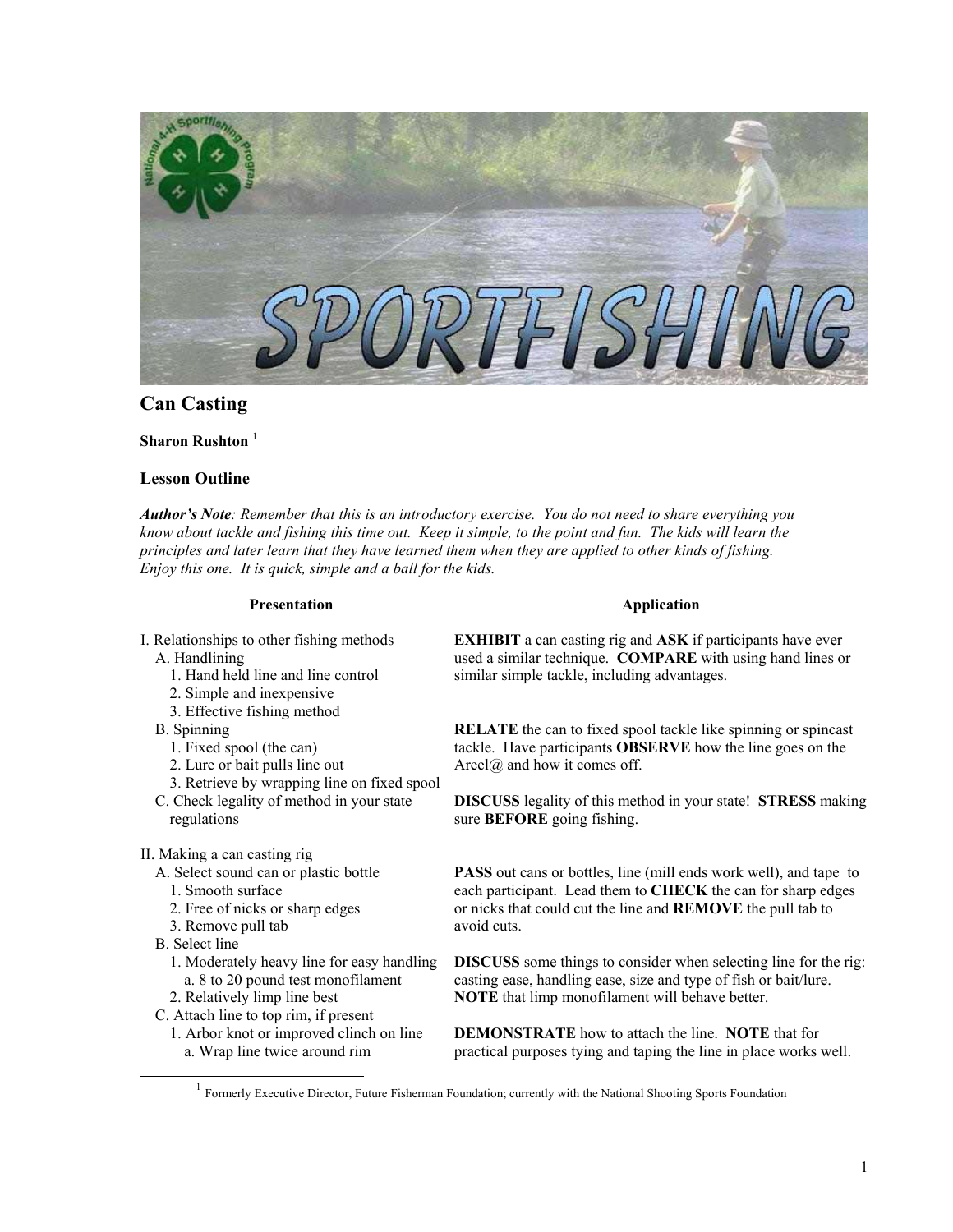# Can Casting

**Sharon Rushton** [1]

## Lesson Outline

***Author's Note****: Remember that this is an introductory exercise. You do not need to share everything you know about tackle and fishing this time out. Keep it simple, to the point and fun. The kids will learn the principles and later learn that they have learned them when they are applied to other kinds of fishing. Enjoy this one. It is quick, simple and a ball for the kids.*

| Presentation | Application |
| --- | --- |
| I. Relationships to other fishing methods<br>A. Handlining<br>1. Hand held line and line control<br>2. Simple and inexpensive<br>3. Effective fishing method | **EXHIBIT** a can casting rig and **ASK** if participants have ever used a similar technique. **COMPARE** with using hand lines or similar simple tackle, including advantages. |
| B. Spinning<br>1. Fixed spool (the can)<br>2. Lure or bait pulls line out<br>3. Retrieve by wrapping line on fixed spool | **RELATE** the can to fixed spool tackle like spinning or spincast tackle. Have participants **OBSERVE** how the line goes on the Areel@ and how it comes off. |
| C. Check legality of method in your state regulations | **DISCUSS** legality of this method in your state! **STRESS** making sure **BEFORE** going fishing. |
| II. Making a can casting rig<br>A. Select sound can or plastic bottle<br>1. Smooth surface<br>2. Free of nicks or sharp edges<br>3. Remove pull tab | **PASS** out cans or bottles, line (mill ends work well), and tape to each participant. Lead them to **CHECK** the can for sharp edges or nicks that could cut the line and **REMOVE** the pull tab to avoid cuts. |
| B. Select line<br>1. Moderately heavy line for easy handling<br>a. 8 to 20 pound test monofilament<br>2. Relatively limp line best | **DISCUSS** some things to consider when selecting line for the rig: casting ease, handling ease, size and type of fish or bait/lure. **NOTE** that limp monofilament will behave better. |
| C. Attach line to top rim, if present<br>1. Arbor knot or improved clinch on line<br>a. Wrap line twice around rim | **DEMONSTRATE** how to attach the line. **NOTE** that for practical purposes tying and taping the line in place works well. |

[1] Formerly Executive Director, Future Fisherman Foundation; currently with the National Shooting Sports Foundation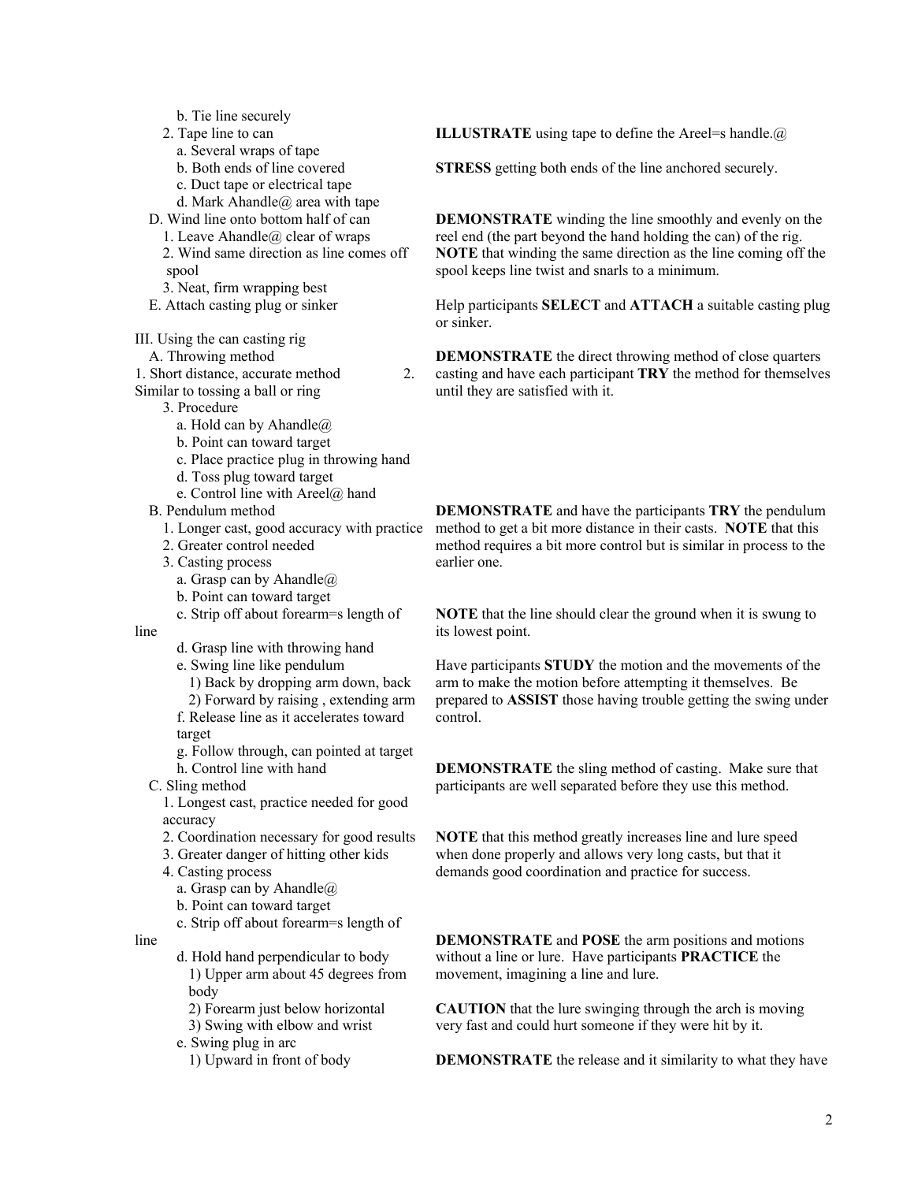b. Tie line securely

2. Tape line to can

**ILLUSTRATE** using tape to define the Areel=s handle.@

a. Several wraps of tape

b. Both ends of line covered

**STRESS** getting both ends of the line anchored securely.

c. Duct tape or electrical tape

d. Mark Ahandle@ area with tape

D. Wind line onto bottom half of can

1. Leave Ahandle@ clear of wraps

2. Wind same direction as line comes off spool

3. Neat, firm wrapping best

**DEMONSTRATE** winding the line smoothly and evenly on the reel end (the part beyond the hand holding the can) of the rig. **NOTE** that winding the same direction as the line coming off the spool keeps line twist and snarls to a minimum.

E. Attach casting plug or sinker

Help participants **SELECT** and **ATTACH** a suitable casting plug or sinker.

III. Using the can casting rig

A. Throwing method

1. Short distance, accurate method

2. Similar to tossing a ball or ring

3. Procedure

a. Hold can by Ahandle@

b. Point can toward target

c. Place practice plug in throwing hand

d. Toss plug toward target

e. Control line with Areel@ hand

**DEMONSTRATE** the direct throwing method of close quarters casting and have each participant **TRY** the method for themselves until they are satisfied with it.

B. Pendulum method

1. Longer cast, good accuracy with practice

2. Greater control needed

3. Casting process

a. Grasp can by Ahandle@

b. Point can toward target

**DEMONSTRATE** and have the participants **TRY** the pendulum method to get a bit more distance in their casts. **NOTE** that this method requires a bit more control but is similar in process to the earlier one.

c. Strip off about forearm=s length of line

**NOTE** that the line should clear the ground when it is swung to its lowest point.

d. Grasp line with throwing hand

e. Swing line like pendulum

1) Back by dropping arm down, back

2) Forward by raising , extending arm

f. Release line as it accelerates toward target

Have participants **STUDY** the motion and the movements of the arm to make the motion before attempting it themselves. Be prepared to **ASSIST** those having trouble getting the swing under control.

g. Follow through, can pointed at target

h. Control line with hand

C. Sling method

**DEMONSTRATE** the sling method of casting. Make sure that participants are well separated before they use this method.

1. Longest cast, practice needed for good accuracy

2. Coordination necessary for good results

3. Greater danger of hitting other kids

**NOTE** that this method greatly increases line and lure speed when done properly and allows very long casts, but that it demands good coordination and practice for success.

4. Casting process

a. Grasp can by Ahandle@

b. Point can toward target

c. Strip off about forearm=s length of line

d. Hold hand perpendicular to body

1) Upper arm about 45 degrees from body

**DEMONSTRATE** and **POSE** the arm positions and motions without a line or lure. Have participants **PRACTICE** the movement, imagining a line and lure.

2) Forearm just below horizontal

3) Swing with elbow and wrist

**CAUTION** that the lure swinging through the arch is moving very fast and could hurt someone if they were hit by it.

e. Swing plug in arc

1) Upward in front of body

**DEMONSTRATE** the release and it similarity to what they have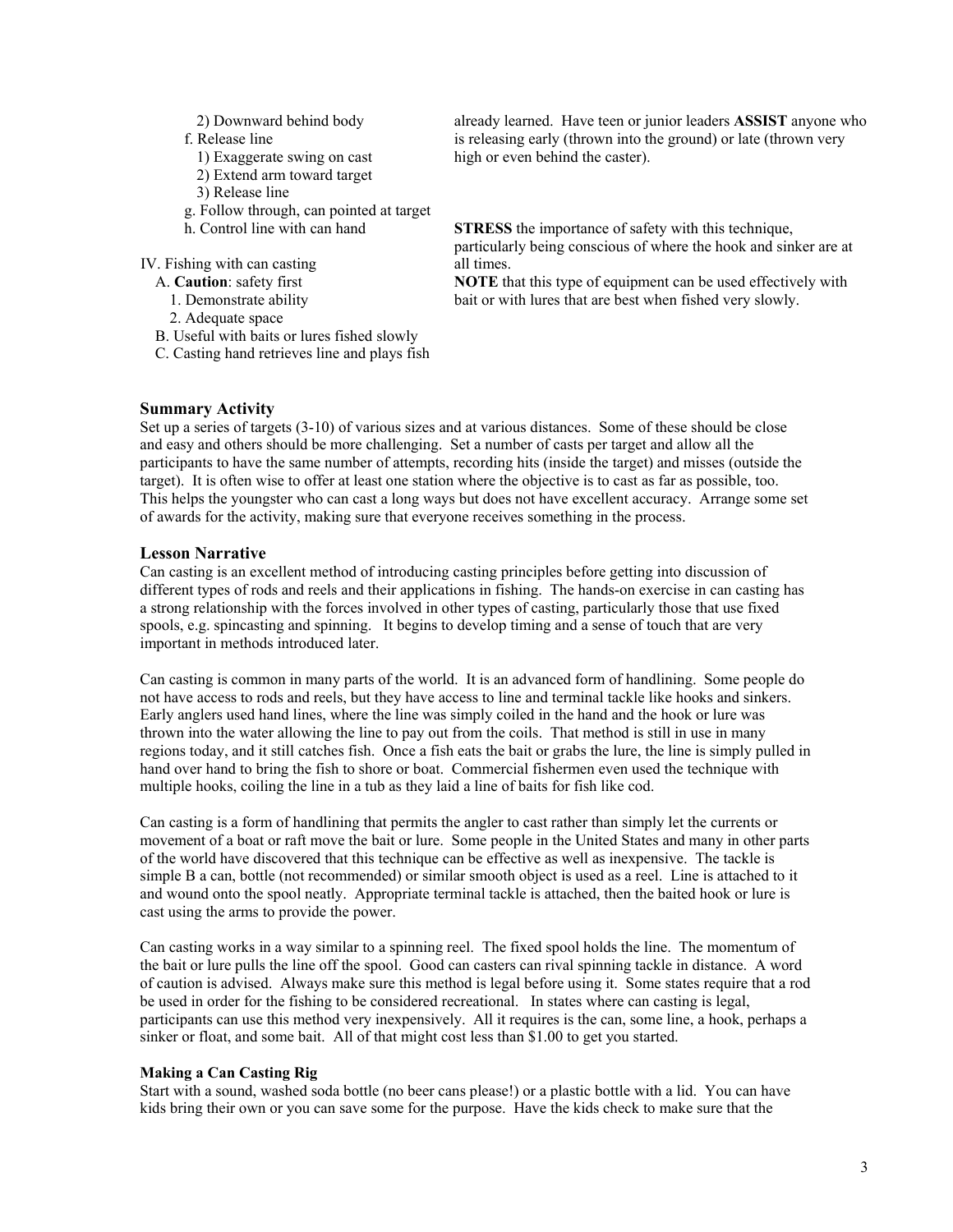2) Downward behind body

f. Release line

1) Exaggerate swing on cast

2) Extend arm toward target

3) Release line

g. Follow through, can pointed at target

h. Control line with can hand

already learned. Have teen or junior leaders **ASSIST** anyone who is releasing early (thrown into the ground) or late (thrown very high or even behind the caster).

IV. Fishing with can casting

A. **Caution**: safety first

1. Demonstrate ability

2. Adequate space

B. Useful with baits or lures fished slowly

C. Casting hand retrieves line and plays fish

**STRESS** the importance of safety with this technique, particularly being conscious of where the hook and sinker are at all times.

**NOTE** that this type of equipment can be used effectively with bait or with lures that are best when fished very slowly.

### Summary Activity

Set up a series of targets (3-10) of various sizes and at various distances. Some of these should be close and easy and others should be more challenging. Set a number of casts per target and allow all the participants to have the same number of attempts, recording hits (inside the target) and misses (outside the target). It is often wise to offer at least one station where the objective is to cast as far as possible, too. This helps the youngster who can cast a long ways but does not have excellent accuracy. Arrange some set of awards for the activity, making sure that everyone receives something in the process.

### Lesson Narrative

Can casting is an excellent method of introducing casting principles before getting into discussion of different types of rods and reels and their applications in fishing. The hands-on exercise in can casting has a strong relationship with the forces involved in other types of casting, particularly those that use fixed spools, e.g. spincasting and spinning. It begins to develop timing and a sense of touch that are very important in methods introduced later.

Can casting is common in many parts of the world. It is an advanced form of handlining. Some people do not have access to rods and reels, but they have access to line and terminal tackle like hooks and sinkers. Early anglers used hand lines, where the line was simply coiled in the hand and the hook or lure was thrown into the water allowing the line to pay out from the coils. That method is still in use in many regions today, and it still catches fish. Once a fish eats the bait or grabs the lure, the line is simply pulled in hand over hand to bring the fish to shore or boat. Commercial fishermen even used the technique with multiple hooks, coiling the line in a tub as they laid a line of baits for fish like cod.

Can casting is a form of handlining that permits the angler to cast rather than simply let the currents or movement of a boat or raft move the bait or lure. Some people in the United States and many in other parts of the world have discovered that this technique can be effective as well as inexpensive. The tackle is simple B a can, bottle (not recommended) or similar smooth object is used as a reel. Line is attached to it and wound onto the spool neatly. Appropriate terminal tackle is attached, then the baited hook or lure is cast using the arms to provide the power.

Can casting works in a way similar to a spinning reel. The fixed spool holds the line. The momentum of the bait or lure pulls the line off the spool. Good can casters can rival spinning tackle in distance. A word of caution is advised. Always make sure this method is legal before using it. Some states require that a rod be used in order for the fishing to be considered recreational. In states where can casting is legal, participants can use this method very inexpensively. All it requires is the can, some line, a hook, perhaps a sinker or float, and some bait. All of that might cost less than $1.00 to get you started.

#### Making a Can Casting Rig

Start with a sound, washed soda bottle (no beer cans please!) or a plastic bottle with a lid. You can have kids bring their own or you can save some for the purpose. Have the kids check to make sure that the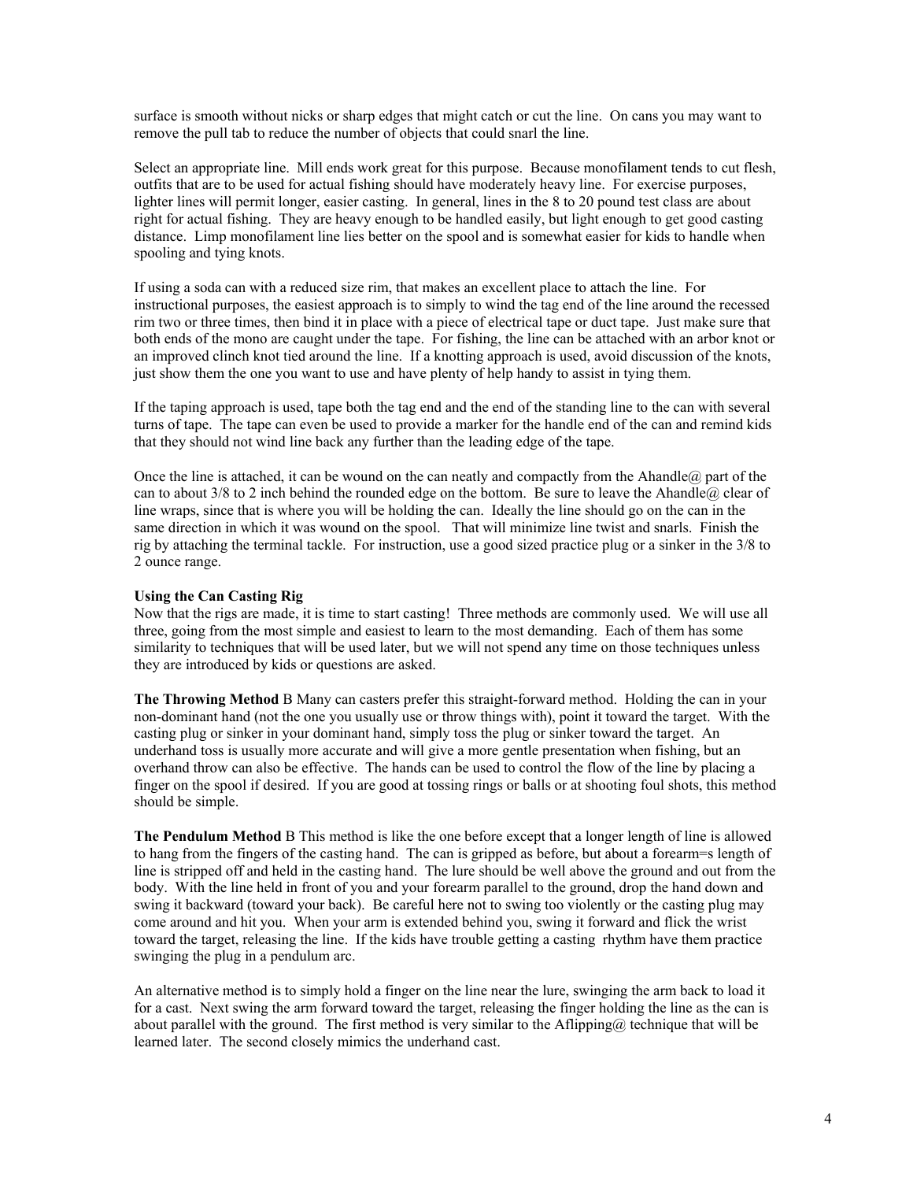surface is smooth without nicks or sharp edges that might catch or cut the line. On cans you may want to remove the pull tab to reduce the number of objects that could snarl the line.

Select an appropriate line. Mill ends work great for this purpose. Because monofilament tends to cut flesh, outfits that are to be used for actual fishing should have moderately heavy line. For exercise purposes, lighter lines will permit longer, easier casting. In general, lines in the 8 to 20 pound test class are about right for actual fishing. They are heavy enough to be handled easily, but light enough to get good casting distance. Limp monofilament line lies better on the spool and is somewhat easier for kids to handle when spooling and tying knots.

If using a soda can with a reduced size rim, that makes an excellent place to attach the line. For instructional purposes, the easiest approach is to simply to wind the tag end of the line around the recessed rim two or three times, then bind it in place with a piece of electrical tape or duct tape. Just make sure that both ends of the mono are caught under the tape. For fishing, the line can be attached with an arbor knot or an improved clinch knot tied around the line. If a knotting approach is used, avoid discussion of the knots, just show them the one you want to use and have plenty of help handy to assist in tying them.

If the taping approach is used, tape both the tag end and the end of the standing line to the can with several turns of tape. The tape can even be used to provide a marker for the handle end of the can and remind kids that they should not wind line back any further than the leading edge of the tape.

Once the line is attached, it can be wound on the can neatly and compactly from the Ahandle@ part of the can to about 3/8 to 2 inch behind the rounded edge on the bottom. Be sure to leave the Ahandle@ clear of line wraps, since that is where you will be holding the can. Ideally the line should go on the can in the same direction in which it was wound on the spool. That will minimize line twist and snarls. Finish the rig by attaching the terminal tackle. For instruction, use a good sized practice plug or a sinker in the 3/8 to 2 ounce range.

**Using the Can Casting Rig**

Now that the rigs are made, it is time to start casting! Three methods are commonly used. We will use all three, going from the most simple and easiest to learn to the most demanding. Each of them has some similarity to techniques that will be used later, but we will not spend any time on those techniques unless they are introduced by kids or questions are asked.

**The Throwing Method** B Many can casters prefer this straight-forward method. Holding the can in your non-dominant hand (not the one you usually use or throw things with), point it toward the target. With the casting plug or sinker in your dominant hand, simply toss the plug or sinker toward the target. An underhand toss is usually more accurate and will give a more gentle presentation when fishing, but an overhand throw can also be effective. The hands can be used to control the flow of the line by placing a finger on the spool if desired. If you are good at tossing rings or balls or at shooting foul shots, this method should be simple.

**The Pendulum Method** B This method is like the one before except that a longer length of line is allowed to hang from the fingers of the casting hand. The can is gripped as before, but about a forearm=s length of line is stripped off and held in the casting hand. The lure should be well above the ground and out from the body. With the line held in front of you and your forearm parallel to the ground, drop the hand down and swing it backward (toward your back). Be careful here not to swing too violently or the casting plug may come around and hit you. When your arm is extended behind you, swing it forward and flick the wrist toward the target, releasing the line. If the kids have trouble getting a casting rhythm have them practice swinging the plug in a pendulum arc.

An alternative method is to simply hold a finger on the line near the lure, swinging the arm back to load it for a cast. Next swing the arm forward toward the target, releasing the finger holding the line as the can is about parallel with the ground. The first method is very similar to the Aflipping@ technique that will be learned later. The second closely mimics the underhand cast.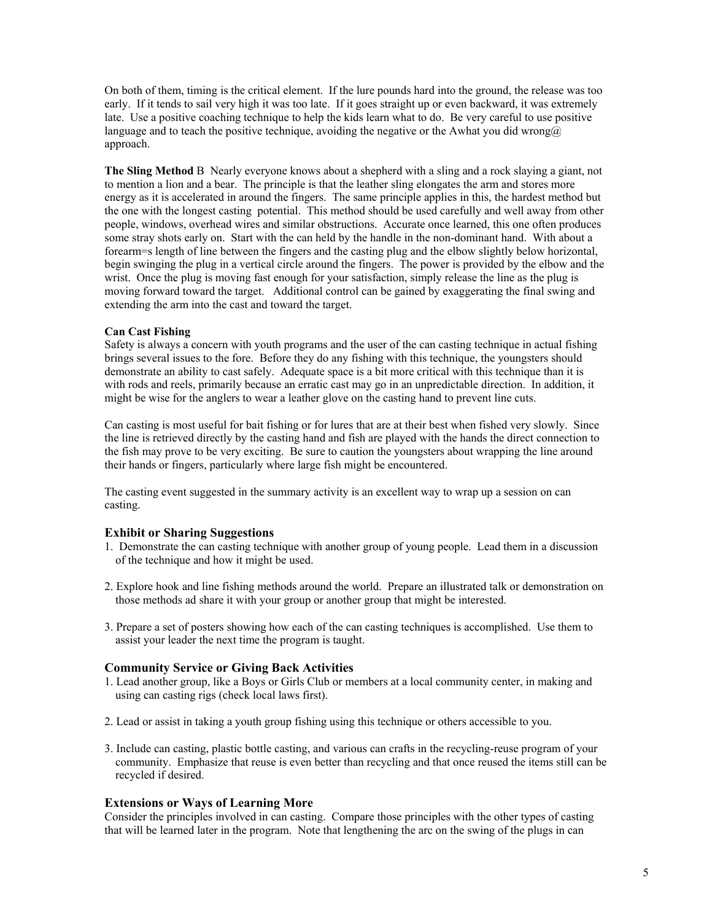On both of them, timing is the critical element. If the lure pounds hard into the ground, the release was too early. If it tends to sail very high it was too late. If it goes straight up or even backward, it was extremely late. Use a positive coaching technique to help the kids learn what to do. Be very careful to use positive language and to teach the positive technique, avoiding the negative or the Awhat you did wrong@ approach.

**The Sling Method** B Nearly everyone knows about a shepherd with a sling and a rock slaying a giant, not to mention a lion and a bear. The principle is that the leather sling elongates the arm and stores more energy as it is accelerated in around the fingers. The same principle applies in this, the hardest method but the one with the longest casting potential. This method should be used carefully and well away from other people, windows, overhead wires and similar obstructions. Accurate once learned, this one often produces some stray shots early on. Start with the can held by the handle in the non-dominant hand. With about a forearm=s length of line between the fingers and the casting plug and the elbow slightly below horizontal, begin swinging the plug in a vertical circle around the fingers. The power is provided by the elbow and the wrist. Once the plug is moving fast enough for your satisfaction, simply release the line as the plug is moving forward toward the target. Additional control can be gained by exaggerating the final swing and extending the arm into the cast and toward the target.

**Can Cast Fishing**

Safety is always a concern with youth programs and the user of the can casting technique in actual fishing brings several issues to the fore. Before they do any fishing with this technique, the youngsters should demonstrate an ability to cast safely. Adequate space is a bit more critical with this technique than it is with rods and reels, primarily because an erratic cast may go in an unpredictable direction. In addition, it might be wise for the anglers to wear a leather glove on the casting hand to prevent line cuts.

Can casting is most useful for bait fishing or for lures that are at their best when fished very slowly. Since the line is retrieved directly by the casting hand and fish are played with the hands the direct connection to the fish may prove to be very exciting. Be sure to caution the youngsters about wrapping the line around their hands or fingers, particularly where large fish might be encountered.

The casting event suggested in the summary activity is an excellent way to wrap up a session on can casting.

### Exhibit or Sharing Suggestions

1. Demonstrate the can casting technique with another group of young people. Lead them in a discussion of the technique and how it might be used.

2. Explore hook and line fishing methods around the world. Prepare an illustrated talk or demonstration on those methods ad share it with your group or another group that might be interested.

3. Prepare a set of posters showing how each of the can casting techniques is accomplished. Use them to assist your leader the next time the program is taught.

### Community Service or Giving Back Activities

1. Lead another group, like a Boys or Girls Club or members at a local community center, in making and using can casting rigs (check local laws first).

2. Lead or assist in taking a youth group fishing using this technique or others accessible to you.

3. Include can casting, plastic bottle casting, and various can crafts in the recycling-reuse program of your community. Emphasize that reuse is even better than recycling and that once reused the items still can be recycled if desired.

### Extensions or Ways of Learning More

Consider the principles involved in can casting. Compare those principles with the other types of casting that will be learned later in the program. Note that lengthening the arc on the swing of the plugs in can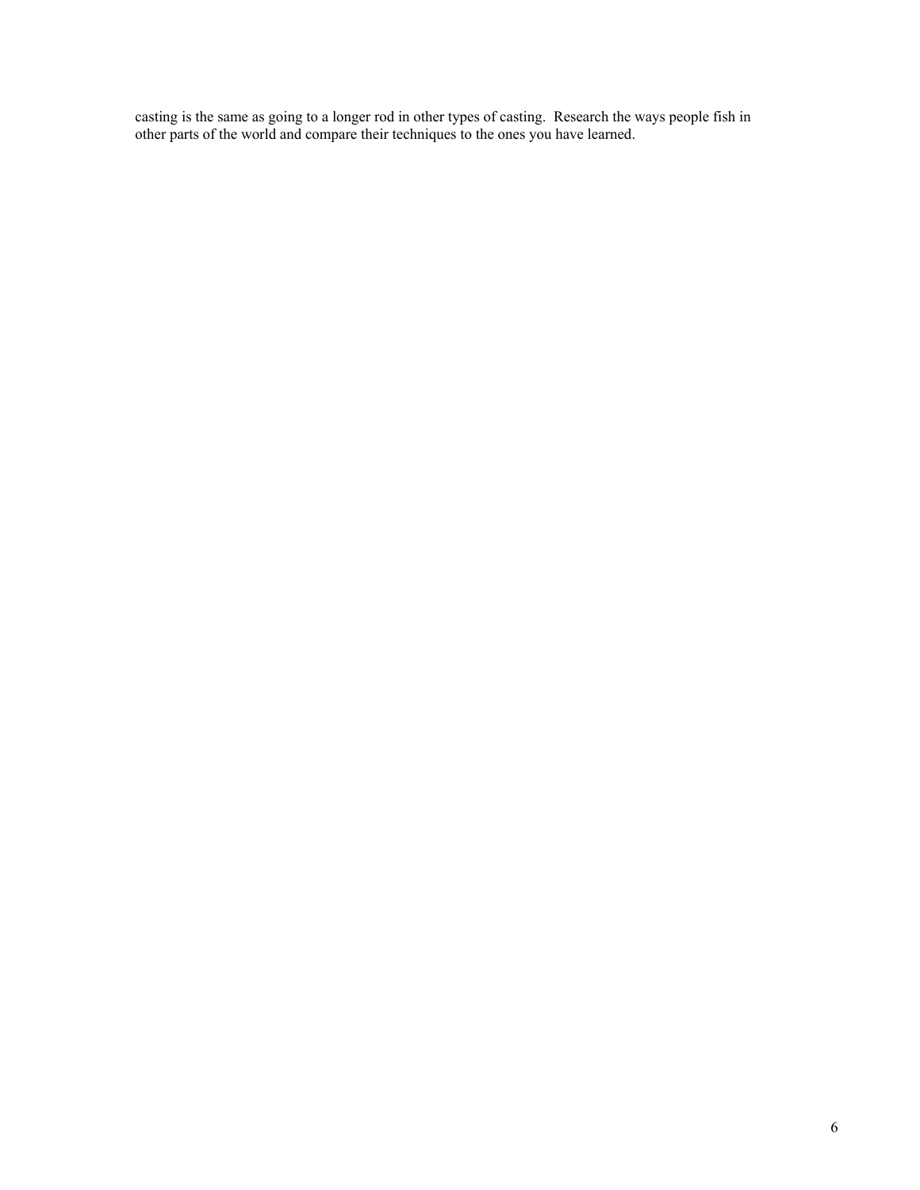casting is the same as going to a longer rod in other types of casting. Research the ways people fish in other parts of the world and compare their techniques to the ones you have learned.